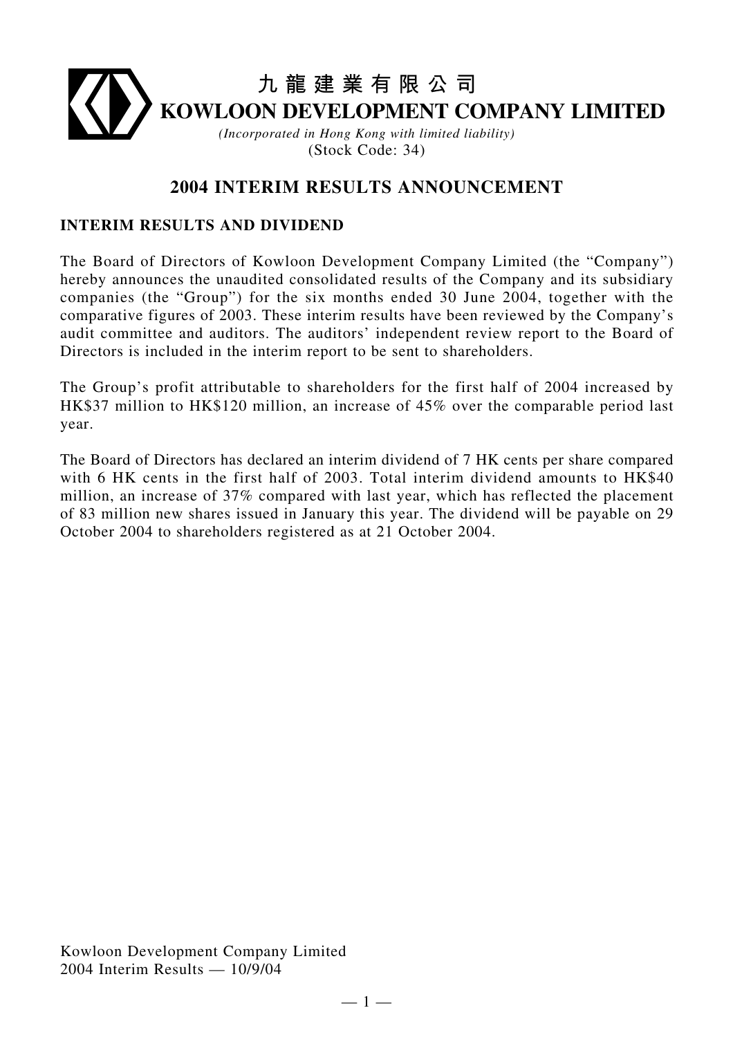# 九龍建業有限公司
# KOWLOON DEVELOPMENT COMPANY LIMITED

*(Incorporated in Hong Kong with limited liability)*
(Stock Code: 34)

## 2004 INTERIM RESULTS ANNOUNCEMENT

### INTERIM RESULTS AND DIVIDEND

The Board of Directors of Kowloon Development Company Limited (the "Company") hereby announces the unaudited consolidated results of the Company and its subsidiary companies (the "Group") for the six months ended 30 June 2004, together with the comparative figures of 2003. These interim results have been reviewed by the Company's audit committee and auditors. The auditors' independent review report to the Board of Directors is included in the interim report to be sent to shareholders.

The Group's profit attributable to shareholders for the first half of 2004 increased by HK$37 million to HK$120 million, an increase of 45% over the comparable period last year.

The Board of Directors has declared an interim dividend of 7 HK cents per share compared with 6 HK cents in the first half of 2003. Total interim dividend amounts to HK$40 million, an increase of 37% compared with last year, which has reflected the placement of 83 million new shares issued in January this year. The dividend will be payable on 29 October 2004 to shareholders registered as at 21 October 2004.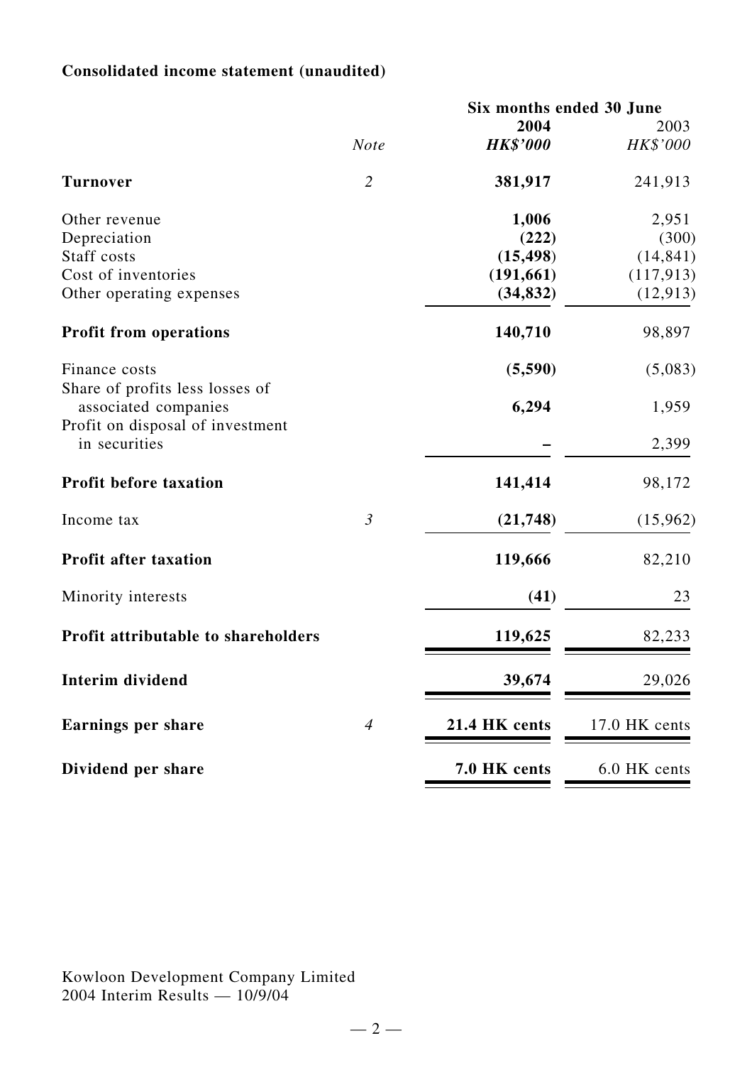### Consolidated income statement (unaudited)

| | Note | Six months ended 30 June 2004 HK$'000 | 2003 HK$'000 |
|---|---|---|---|
| **Turnover** | 2 | **381,917** | 241,913 |
| Other revenue | | **1,006** | 2,951 |
| Depreciation | | **(222)** | (300) |
| Staff costs | | **(15,498)** | (14,841) |
| Cost of inventories | | **(191,661)** | (117,913) |
| Other operating expenses | | **(34,832)** | (12,913) |
| **Profit from operations** | | **140,710** | 98,897 |
| Finance costs | | **(5,590)** | (5,083) |
| Share of profits less losses of associated companies | | **6,294** | 1,959 |
| Profit on disposal of investment in securities | | **–** | 2,399 |
| **Profit before taxation** | | **141,414** | 98,172 |
| Income tax | 3 | **(21,748)** | (15,962) |
| **Profit after taxation** | | **119,666** | 82,210 |
| Minority interests | | **(41)** | 23 |
| **Profit attributable to shareholders** | | **119,625** | 82,233 |
| **Interim dividend** | | **39,674** | 29,026 |
| **Earnings per share** | 4 | **21.4 HK cents** | 17.0 HK cents |
| **Dividend per share** | | **7.0 HK cents** | 6.0 HK cents |

Kowloon Development Company Limited
2004 Interim Results — 10/9/04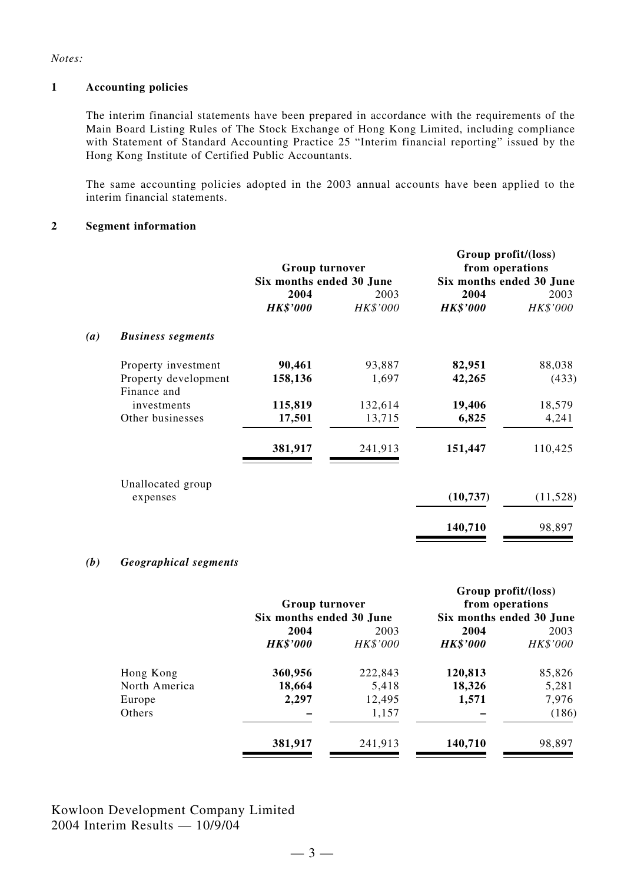*Notes:*

**1 Accounting policies**

The interim financial statements have been prepared in accordance with the requirements of the Main Board Listing Rules of The Stock Exchange of Hong Kong Limited, including compliance with Statement of Standard Accounting Practice 25 "Interim financial reporting" issued by the Hong Kong Institute of Certified Public Accountants.

The same accounting policies adopted in the 2003 annual accounts have been applied to the interim financial statements.

**2 Segment information**

| | Group turnover Six months ended 30 June | | Group profit/(loss) from operations Six months ended 30 June | |
|---|---|---|---|---|
| | **2004** | 2003 | **2004** | 2003 |
| | ***HK$'000*** | *HK$'000* | ***HK$'000*** | *HK$'000* |
| ***(a) Business segments*** | | | | |
| Property investment | **90,461** | 93,887 | **82,951** | 88,038 |
| Property development | **158,136** | 1,697 | **42,265** | (433) |
| Finance and investments | **115,819** | 132,614 | **19,406** | 18,579 |
| Other businesses | **17,501** | 13,715 | **6,825** | 4,241 |
| | **381,917** | 241,913 | **151,447** | 110,425 |
| Unallocated group expenses | | | **(10,737)** | (11,528) |
| | | | **140,710** | 98,897 |

***(b) Geographical segments***

| | Group turnover Six months ended 30 June | | Group profit/(loss) from operations Six months ended 30 June | |
|---|---|---|---|---|
| | **2004** | 2003 | **2004** | 2003 |
| | ***HK$'000*** | *HK$'000* | ***HK$'000*** | *HK$'000* |
| Hong Kong | **360,956** | 222,843 | **120,813** | 85,826 |
| North America | **18,664** | 5,418 | **18,326** | 5,281 |
| Europe | **2,297** | 12,495 | **1,571** | 7,976 |
| Others | **–** | 1,157 | **–** | (186) |
| | **381,917** | 241,913 | **140,710** | 98,897 |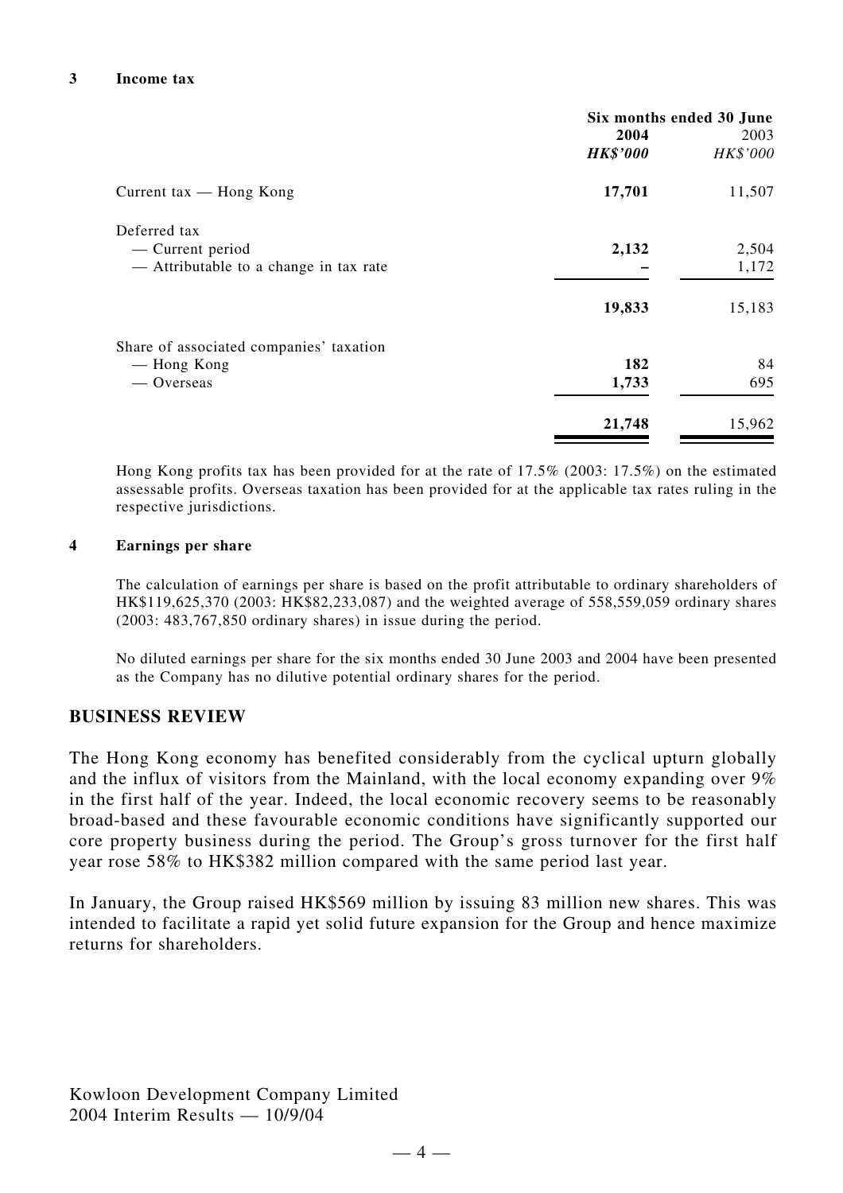### 3 Income tax

| | Six months ended 30 June | |
|---|---|---|
| | **2004** | 2003 |
| | ***HK$'000*** | *HK$'000* |
| Current tax — Hong Kong | **17,701** | 11,507 |
| Deferred tax | | |
| — Current period | **2,132** | 2,504 |
| — Attributable to a change in tax rate | **–** | 1,172 |
| | **19,833** | 15,183 |
| Share of associated companies' taxation | | |
| — Hong Kong | **182** | 84 |
| — Overseas | **1,733** | 695 |
| | **21,748** | 15,962 |

Hong Kong profits tax has been provided for at the rate of 17.5% (2003: 17.5%) on the estimated assessable profits. Overseas taxation has been provided for at the applicable tax rates ruling in the respective jurisdictions.

### 4 Earnings per share

The calculation of earnings per share is based on the profit attributable to ordinary shareholders of HK$119,625,370 (2003: HK$82,233,087) and the weighted average of 558,559,059 ordinary shares (2003: 483,767,850 ordinary shares) in issue during the period.

No diluted earnings per share for the six months ended 30 June 2003 and 2004 have been presented as the Company has no dilutive potential ordinary shares for the period.

## BUSINESS REVIEW

The Hong Kong economy has benefited considerably from the cyclical upturn globally and the influx of visitors from the Mainland, with the local economy expanding over 9% in the first half of the year. Indeed, the local economic recovery seems to be reasonably broad-based and these favourable economic conditions have significantly supported our core property business during the period. The Group's gross turnover for the first half year rose 58% to HK$382 million compared with the same period last year.

In January, the Group raised HK$569 million by issuing 83 million new shares. This was intended to facilitate a rapid yet solid future expansion for the Group and hence maximize returns for shareholders.

Kowloon Development Company Limited
2004 Interim Results — 10/9/04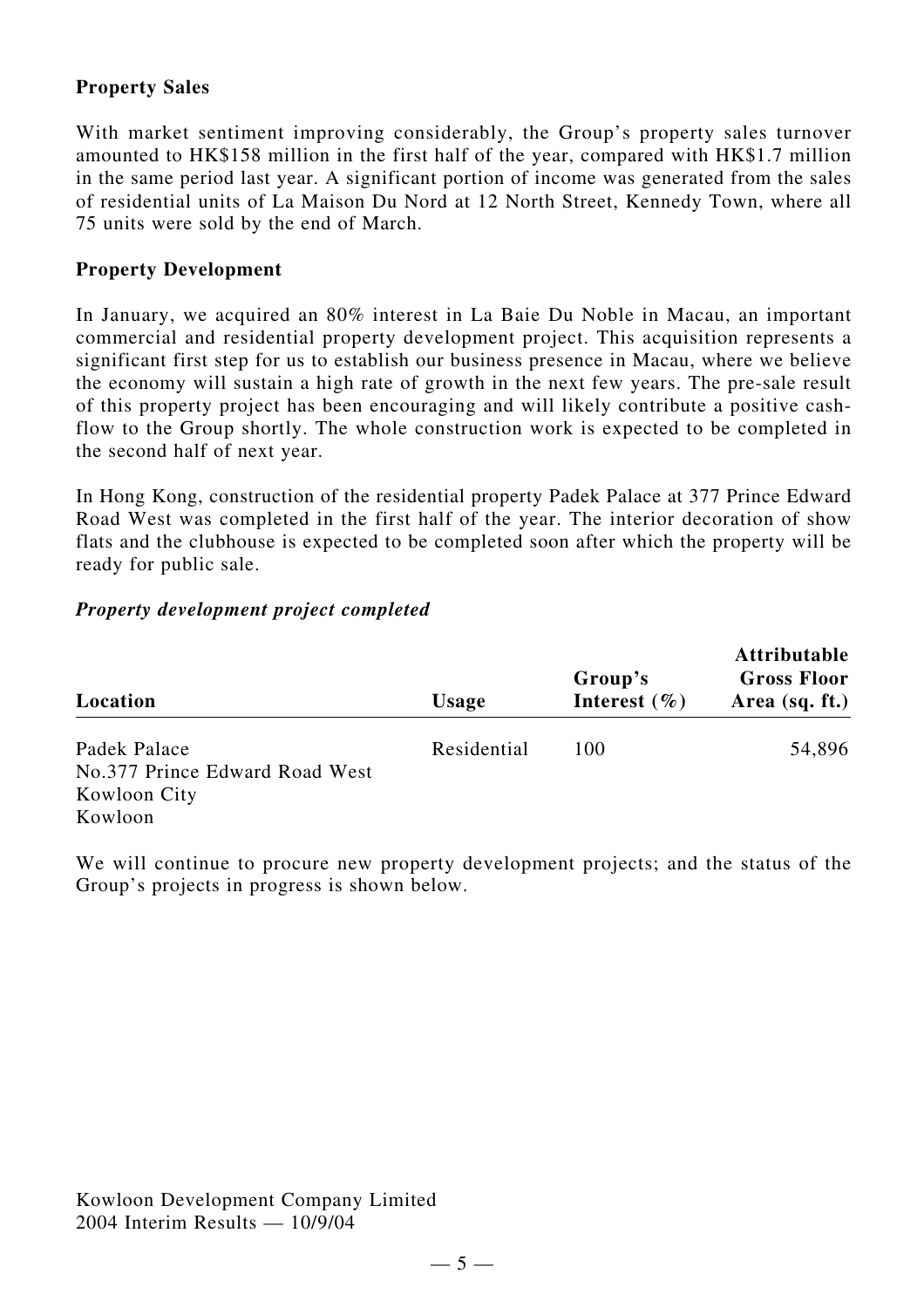## Property Sales

With market sentiment improving considerably, the Group's property sales turnover amounted to HK$158 million in the first half of the year, compared with HK$1.7 million in the same period last year. A significant portion of income was generated from the sales of residential units of La Maison Du Nord at 12 North Street, Kennedy Town, where all 75 units were sold by the end of March.

## Property Development

In January, we acquired an 80% interest in La Baie Du Noble in Macau, an important commercial and residential property development project. This acquisition represents a significant first step for us to establish our business presence in Macau, where we believe the economy will sustain a high rate of growth in the next few years. The pre-sale result of this property project has been encouraging and will likely contribute a positive cash-flow to the Group shortly. The whole construction work is expected to be completed in the second half of next year.

In Hong Kong, construction of the residential property Padek Palace at 377 Prince Edward Road West was completed in the first half of the year. The interior decoration of show flats and the clubhouse is expected to be completed soon after which the property will be ready for public sale.

### *Property development project completed*

| Location | Usage | Group's Interest (%) | Attributable Gross Floor Area (sq. ft.) |
|---|---|---|---|
| Padek Palace<br>No.377 Prince Edward Road West<br>Kowloon City<br>Kowloon | Residential | 100 | 54,896 |

We will continue to procure new property development projects; and the status of the Group's projects in progress is shown below.

Kowloon Development Company Limited
2004 Interim Results — 10/9/04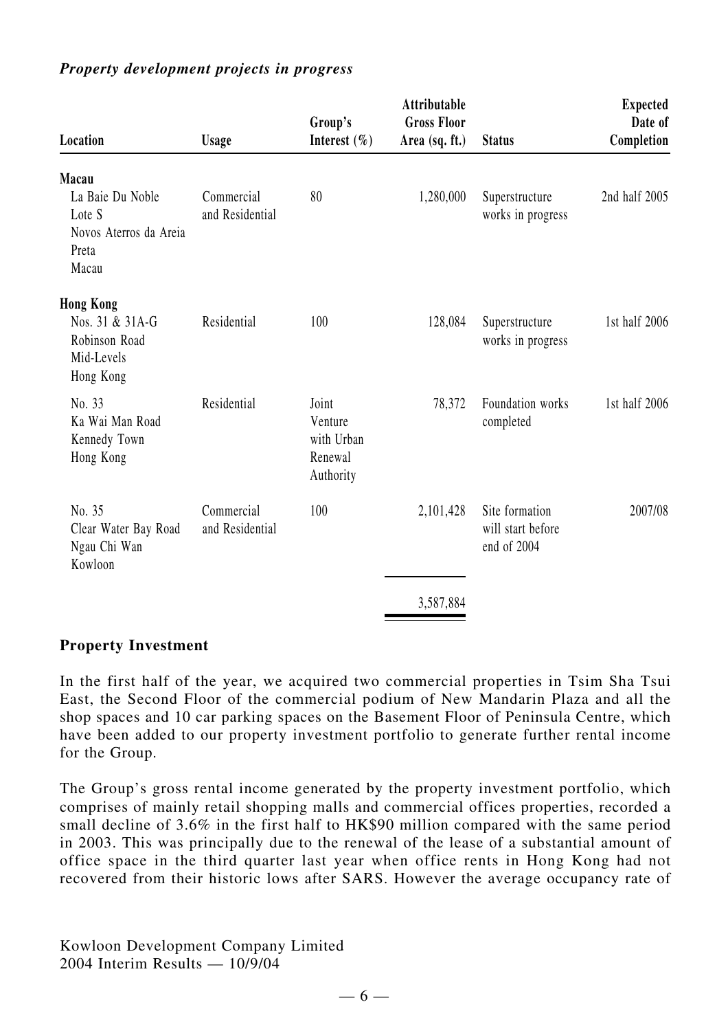### *Property development projects in progress*

| Location | Usage | Group's Interest (%) | Attributable Gross Floor Area (sq. ft.) | Status | Expected Date of Completion |
|---|---|---|---|---|---|
| **Macau** | | | | | |
| La Baie Du Noble Lote S Novos Aterros da Areia Preta Macau | Commercial and Residential | 80 | 1,280,000 | Superstructure works in progress | 2nd half 2005 |
| **Hong Kong** | | | | | |
| Nos. 31 & 31A-G Robinson Road Mid-Levels Hong Kong | Residential | 100 | 128,084 | Superstructure works in progress | 1st half 2006 |
| No. 33 Ka Wai Man Road Kennedy Town Hong Kong | Residential | Joint Venture with Urban Renewal Authority | 78,372 | Foundation works completed | 1st half 2006 |
| No. 35 Clear Water Bay Road Ngau Chi Wan Kowloon | Commercial and Residential | 100 | 2,101,428 | Site formation will start before end of 2004 | 2007/08 |
| | | | 3,587,884 | | |

## Property Investment

In the first half of the year, we acquired two commercial properties in Tsim Sha Tsui East, the Second Floor of the commercial podium of New Mandarin Plaza and all the shop spaces and 10 car parking spaces on the Basement Floor of Peninsula Centre, which have been added to our property investment portfolio to generate further rental income for the Group.

The Group's gross rental income generated by the property investment portfolio, which comprises of mainly retail shopping malls and commercial offices properties, recorded a small decline of 3.6% in the first half to HK$90 million compared with the same period in 2003. This was principally due to the renewal of the lease of a substantial amount of office space in the third quarter last year when office rents in Hong Kong had not recovered from their historic lows after SARS. However the average occupancy rate of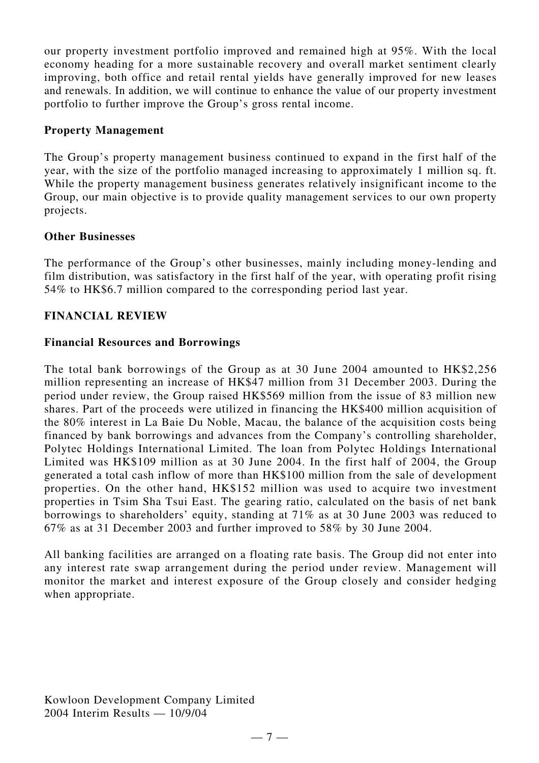our property investment portfolio improved and remained high at 95%. With the local economy heading for a more sustainable recovery and overall market sentiment clearly improving, both office and retail rental yields have generally improved for new leases and renewals. In addition, we will continue to enhance the value of our property investment portfolio to further improve the Group's gross rental income.

**Property Management**

The Group's property management business continued to expand in the first half of the year, with the size of the portfolio managed increasing to approximately 1 million sq. ft. While the property management business generates relatively insignificant income to the Group, our main objective is to provide quality management services to our own property projects.

**Other Businesses**

The performance of the Group's other businesses, mainly including money-lending and film distribution, was satisfactory in the first half of the year, with operating profit rising 54% to HK$6.7 million compared to the corresponding period last year.

**FINANCIAL REVIEW**

**Financial Resources and Borrowings**

The total bank borrowings of the Group as at 30 June 2004 amounted to HK$2,256 million representing an increase of HK$47 million from 31 December 2003. During the period under review, the Group raised HK$569 million from the issue of 83 million new shares. Part of the proceeds were utilized in financing the HK$400 million acquisition of the 80% interest in La Baie Du Noble, Macau, the balance of the acquisition costs being financed by bank borrowings and advances from the Company's controlling shareholder, Polytec Holdings International Limited. The loan from Polytec Holdings International Limited was HK$109 million as at 30 June 2004. In the first half of 2004, the Group generated a total cash inflow of more than HK$100 million from the sale of development properties. On the other hand, HK$152 million was used to acquire two investment properties in Tsim Sha Tsui East. The gearing ratio, calculated on the basis of net bank borrowings to shareholders' equity, standing at 71% as at 30 June 2003 was reduced to 67% as at 31 December 2003 and further improved to 58% by 30 June 2004.

All banking facilities are arranged on a floating rate basis. The Group did not enter into any interest rate swap arrangement during the period under review. Management will monitor the market and interest exposure of the Group closely and consider hedging when appropriate.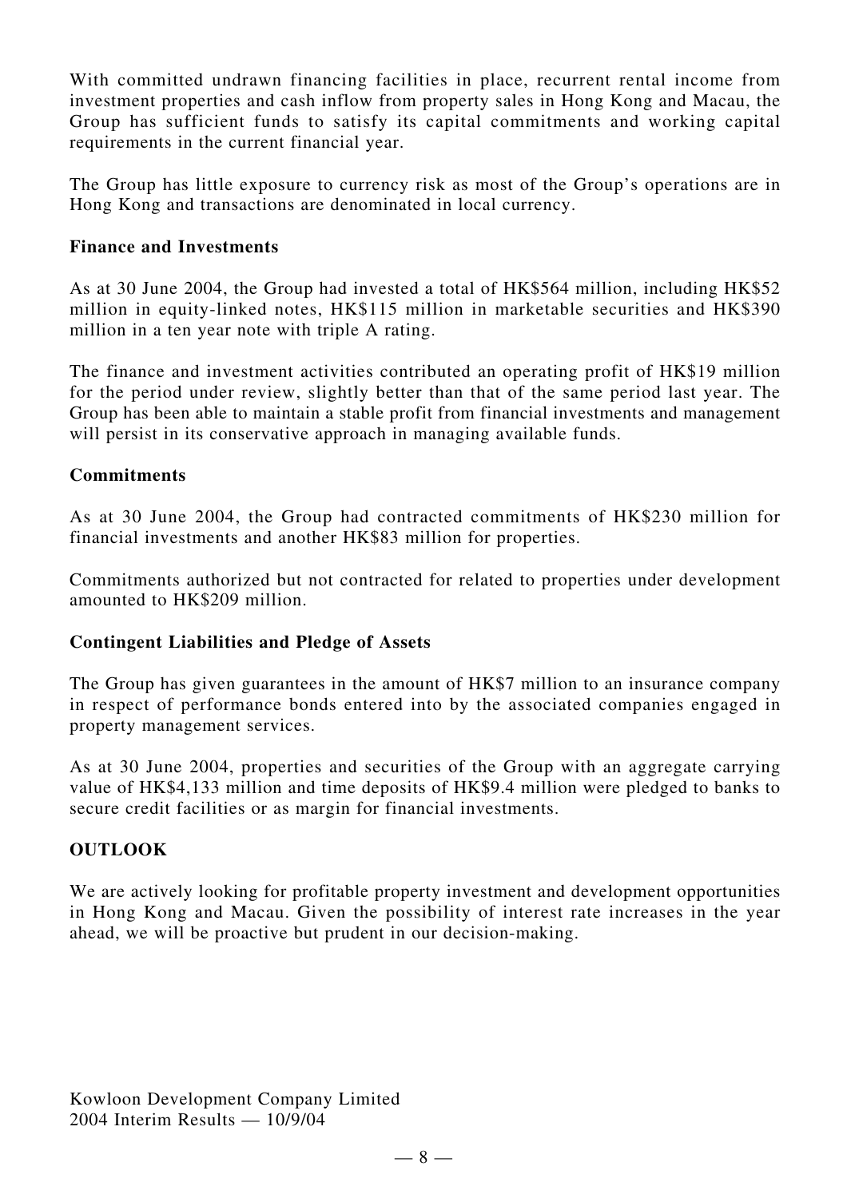With committed undrawn financing facilities in place, recurrent rental income from investment properties and cash inflow from property sales in Hong Kong and Macau, the Group has sufficient funds to satisfy its capital commitments and working capital requirements in the current financial year.

The Group has little exposure to currency risk as most of the Group's operations are in Hong Kong and transactions are denominated in local currency.

**Finance and Investments**

As at 30 June 2004, the Group had invested a total of HK$564 million, including HK$52 million in equity-linked notes, HK$115 million in marketable securities and HK$390 million in a ten year note with triple A rating.

The finance and investment activities contributed an operating profit of HK$19 million for the period under review, slightly better than that of the same period last year. The Group has been able to maintain a stable profit from financial investments and management will persist in its conservative approach in managing available funds.

**Commitments**

As at 30 June 2004, the Group had contracted commitments of HK$230 million for financial investments and another HK$83 million for properties.

Commitments authorized but not contracted for related to properties under development amounted to HK$209 million.

**Contingent Liabilities and Pledge of Assets**

The Group has given guarantees in the amount of HK$7 million to an insurance company in respect of performance bonds entered into by the associated companies engaged in property management services.

As at 30 June 2004, properties and securities of the Group with an aggregate carrying value of HK$4,133 million and time deposits of HK$9.4 million were pledged to banks to secure credit facilities or as margin for financial investments.

## OUTLOOK

We are actively looking for profitable property investment and development opportunities in Hong Kong and Macau. Given the possibility of interest rate increases in the year ahead, we will be proactive but prudent in our decision-making.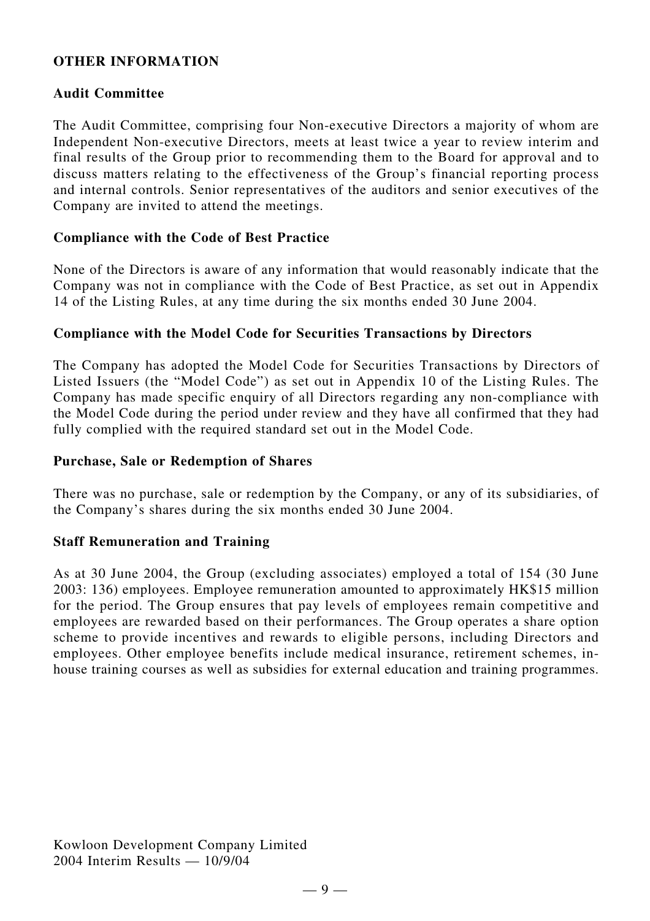## OTHER INFORMATION

### Audit Committee

The Audit Committee, comprising four Non-executive Directors a majority of whom are Independent Non-executive Directors, meets at least twice a year to review interim and final results of the Group prior to recommending them to the Board for approval and to discuss matters relating to the effectiveness of the Group's financial reporting process and internal controls. Senior representatives of the auditors and senior executives of the Company are invited to attend the meetings.

### Compliance with the Code of Best Practice

None of the Directors is aware of any information that would reasonably indicate that the Company was not in compliance with the Code of Best Practice, as set out in Appendix 14 of the Listing Rules, at any time during the six months ended 30 June 2004.

### Compliance with the Model Code for Securities Transactions by Directors

The Company has adopted the Model Code for Securities Transactions by Directors of Listed Issuers (the "Model Code") as set out in Appendix 10 of the Listing Rules. The Company has made specific enquiry of all Directors regarding any non-compliance with the Model Code during the period under review and they have all confirmed that they had fully complied with the required standard set out in the Model Code.

### Purchase, Sale or Redemption of Shares

There was no purchase, sale or redemption by the Company, or any of its subsidiaries, of the Company's shares during the six months ended 30 June 2004.

### Staff Remuneration and Training

As at 30 June 2004, the Group (excluding associates) employed a total of 154 (30 June 2003: 136) employees. Employee remuneration amounted to approximately HK$15 million for the period. The Group ensures that pay levels of employees remain competitive and employees are rewarded based on their performances. The Group operates a share option scheme to provide incentives and rewards to eligible persons, including Directors and employees. Other employee benefits include medical insurance, retirement schemes, in-house training courses as well as subsidies for external education and training programmes.

Kowloon Development Company Limited
2004 Interim Results — 10/9/04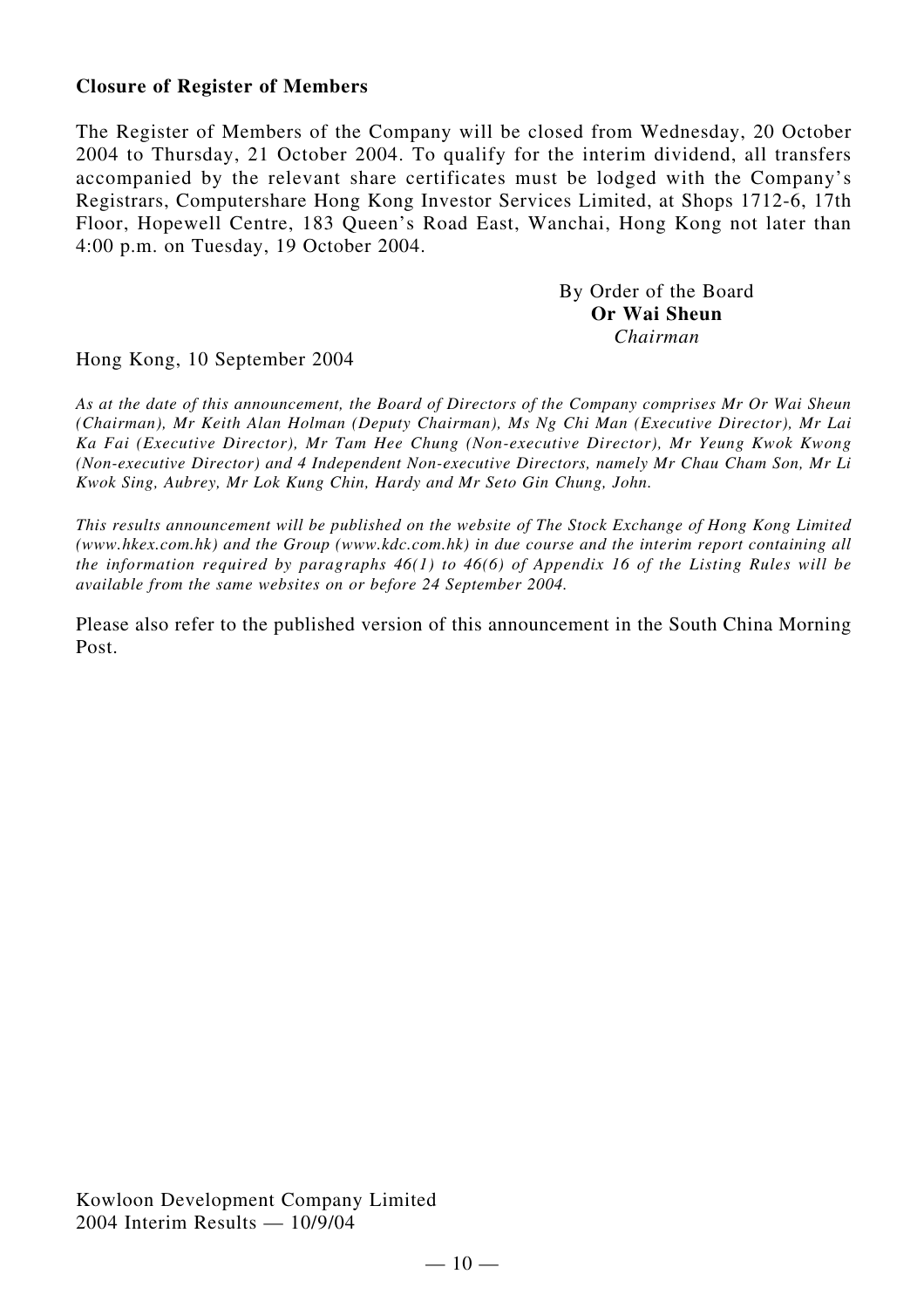**Closure of Register of Members**

The Register of Members of the Company will be closed from Wednesday, 20 October 2004 to Thursday, 21 October 2004. To qualify for the interim dividend, all transfers accompanied by the relevant share certificates must be lodged with the Company's Registrars, Computershare Hong Kong Investor Services Limited, at Shops 1712-6, 17th Floor, Hopewell Centre, 183 Queen's Road East, Wanchai, Hong Kong not later than 4:00 p.m. on Tuesday, 19 October 2004.

By Order of the Board
**Or Wai Sheun**
*Chairman*

Hong Kong, 10 September 2004

*As at the date of this announcement, the Board of Directors of the Company comprises Mr Or Wai Sheun (Chairman), Mr Keith Alan Holman (Deputy Chairman), Ms Ng Chi Man (Executive Director), Mr Lai Ka Fai (Executive Director), Mr Tam Hee Chung (Non-executive Director), Mr Yeung Kwok Kwong (Non-executive Director) and 4 Independent Non-executive Directors, namely Mr Chau Cham Son, Mr Li Kwok Sing, Aubrey, Mr Lok Kung Chin, Hardy and Mr Seto Gin Chung, John.*

*This results announcement will be published on the website of The Stock Exchange of Hong Kong Limited (www.hkex.com.hk) and the Group (www.kdc.com.hk) in due course and the interim report containing all the information required by paragraphs 46(1) to 46(6) of Appendix 16 of the Listing Rules will be available from the same websites on or before 24 September 2004.*

Please also refer to the published version of this announcement in the South China Morning Post.

Kowloon Development Company Limited
2004 Interim Results — 10/9/04